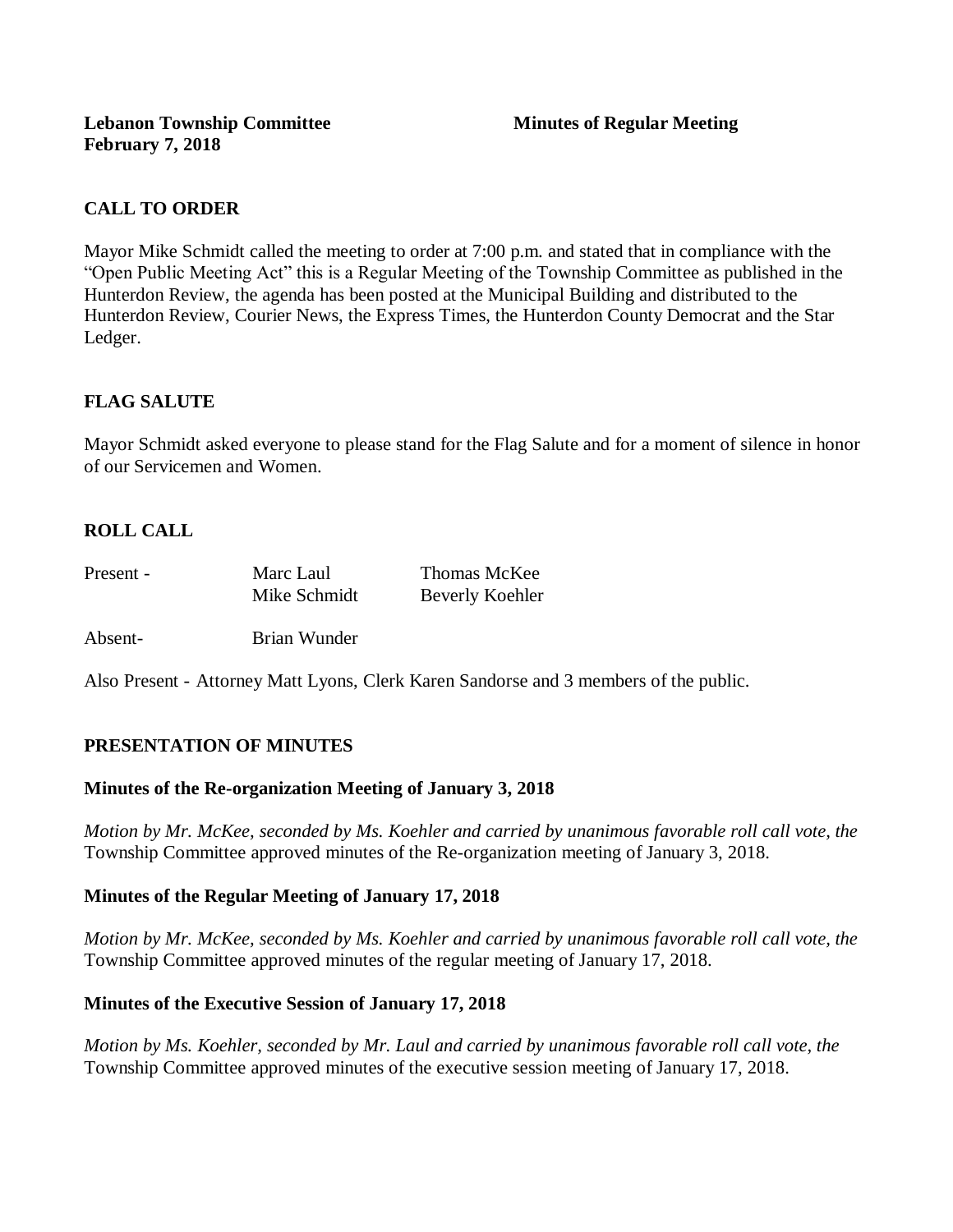**Lebanon Township Committee** **Minutes of Regular Meeting**
**February 7, 2018**

## CALL TO ORDER

Mayor Mike Schmidt called the meeting to order at 7:00 p.m. and stated that in compliance with the "Open Public Meeting Act" this is a Regular Meeting of the Township Committee as published in the Hunterdon Review, the agenda has been posted at the Municipal Building and distributed to the Hunterdon Review, Courier News, the Express Times, the Hunterdon County Democrat and the Star Ledger.

## FLAG SALUTE

Mayor Schmidt asked everyone to please stand for the Flag Salute and for a moment of silence in honor of our Servicemen and Women.

## ROLL CALL

| Present - | Marc Laul | Thomas McKee |
|---|---|---|
| | Mike Schmidt | Beverly Koehler |
| Absent- | Brian Wunder | |

Also Present - Attorney Matt Lyons, Clerk Karen Sandorse and 3 members of the public.

## PRESENTATION OF MINUTES

### Minutes of the Re-organization Meeting of January 3, 2018

*Motion by Mr. McKee, seconded by Ms. Koehler and carried by unanimous favorable roll call vote, the* Township Committee approved minutes of the Re-organization meeting of January 3, 2018.

### Minutes of the Regular Meeting of January 17, 2018

*Motion by Mr. McKee, seconded by Ms. Koehler and carried by unanimous favorable roll call vote, the* Township Committee approved minutes of the regular meeting of January 17, 2018.

### Minutes of the Executive Session of January 17, 2018

*Motion by Ms. Koehler, seconded by Mr. Laul and carried by unanimous favorable roll call vote, the* Township Committee approved minutes of the executive session meeting of January 17, 2018.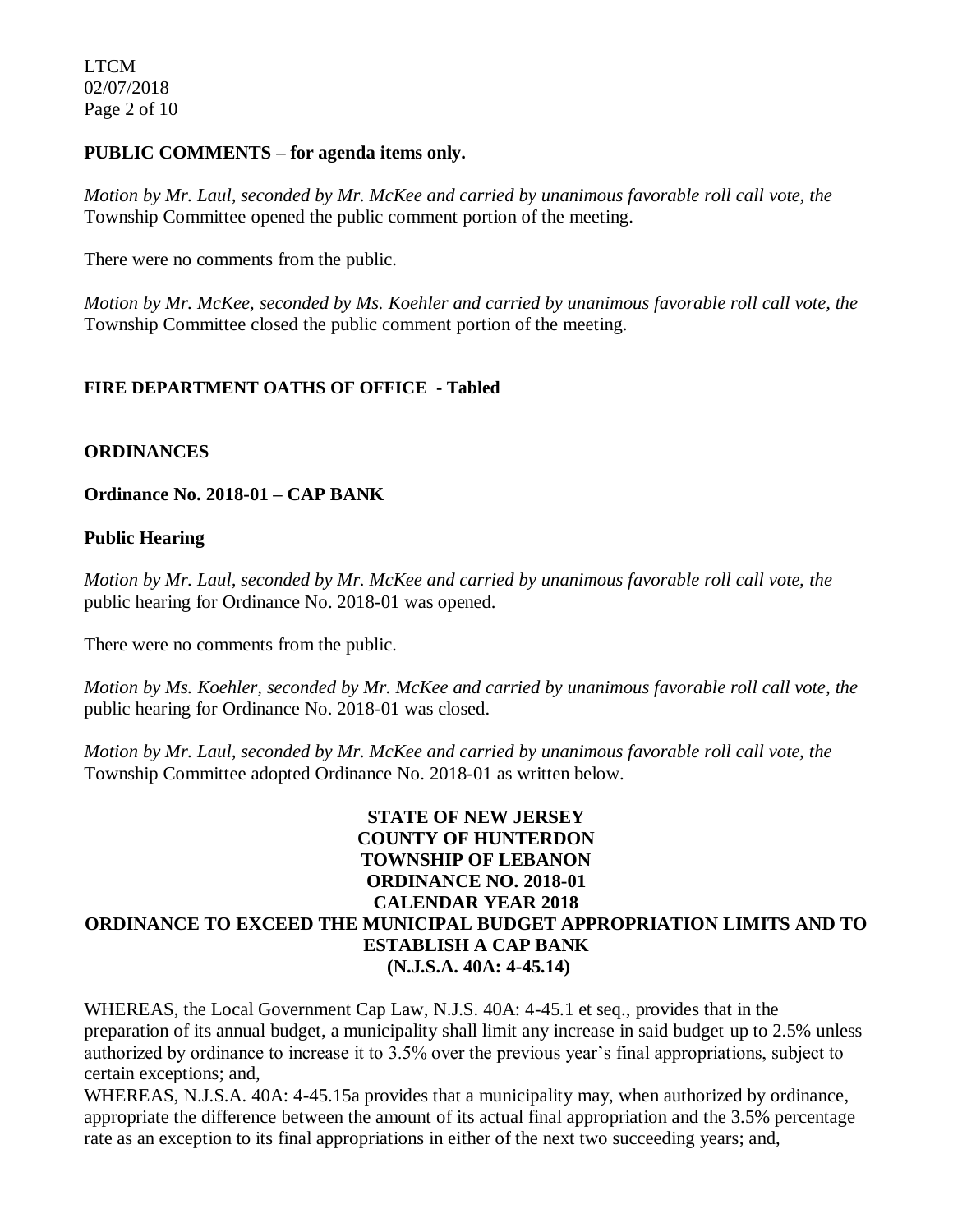**PUBLIC COMMENTS – for agenda items only.**

*Motion by Mr. Laul, seconded by Mr. McKee and carried by unanimous favorable roll call vote, the* Township Committee opened the public comment portion of the meeting.

There were no comments from the public.

*Motion by Mr. McKee, seconded by Ms. Koehler and carried by unanimous favorable roll call vote, the* Township Committee closed the public comment portion of the meeting.

**FIRE DEPARTMENT OATHS OF OFFICE - Tabled**

**ORDINANCES**

**Ordinance No. 2018-01 – CAP BANK**

**Public Hearing**

*Motion by Mr. Laul, seconded by Mr. McKee and carried by unanimous favorable roll call vote, the* public hearing for Ordinance No. 2018-01 was opened.

There were no comments from the public.

*Motion by Ms. Koehler, seconded by Mr. McKee and carried by unanimous favorable roll call vote, the* public hearing for Ordinance No. 2018-01 was closed.

*Motion by Mr. Laul, seconded by Mr. McKee and carried by unanimous favorable roll call vote, the* Township Committee adopted Ordinance No. 2018-01 as written below.

**STATE OF NEW JERSEY**
**COUNTY OF HUNTERDON**
**TOWNSHIP OF LEBANON**
**ORDINANCE NO. 2018-01**
**CALENDAR YEAR 2018**
**ORDINANCE TO EXCEED THE MUNICIPAL BUDGET APPROPRIATION LIMITS AND TO ESTABLISH A CAP BANK**
**(N.J.S.A. 40A: 4-45.14)**

WHEREAS, the Local Government Cap Law, N.J.S. 40A: 4-45.1 et seq., provides that in the preparation of its annual budget, a municipality shall limit any increase in said budget up to 2.5% unless authorized by ordinance to increase it to 3.5% over the previous year's final appropriations, subject to certain exceptions; and,

WHEREAS, N.J.S.A. 40A: 4-45.15a provides that a municipality may, when authorized by ordinance, appropriate the difference between the amount of its actual final appropriation and the 3.5% percentage rate as an exception to its final appropriations in either of the next two succeeding years; and,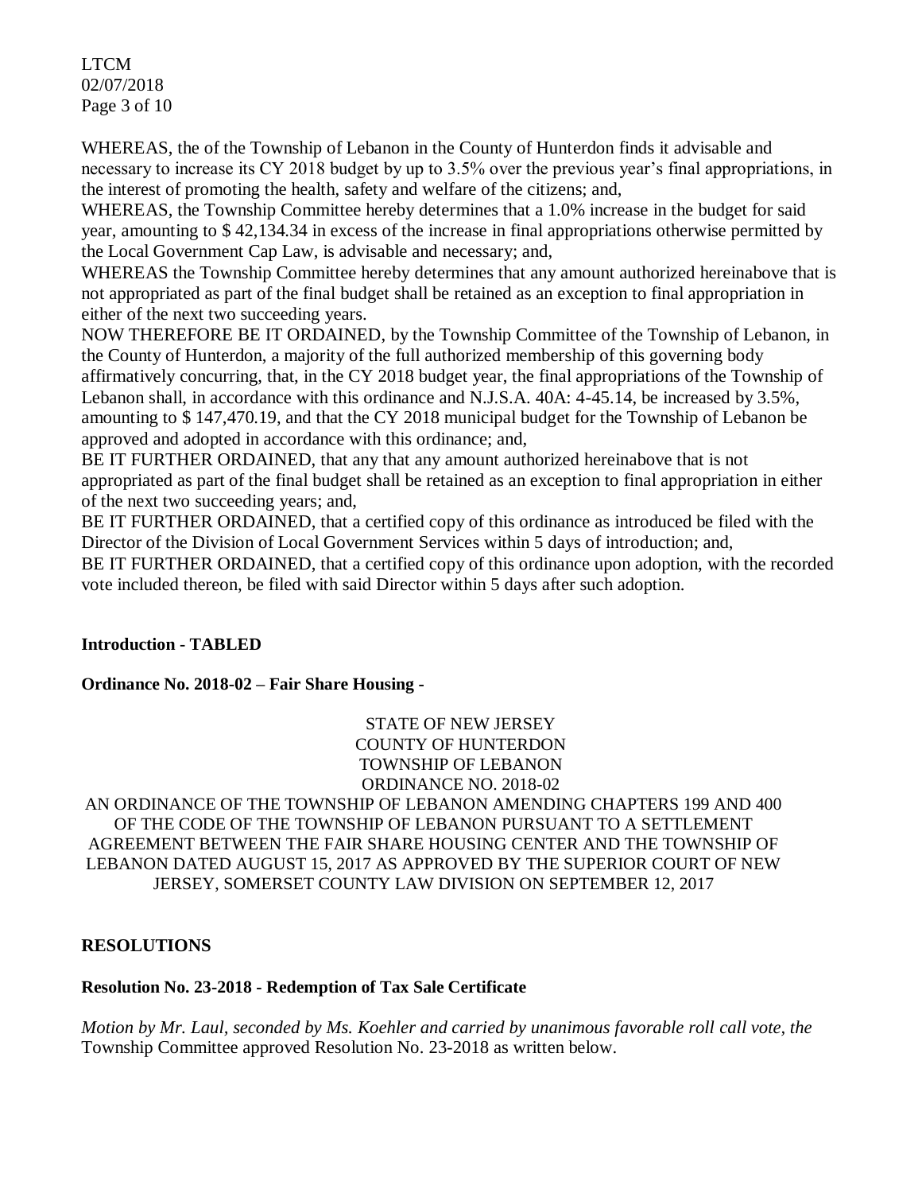WHEREAS, the of the Township of Lebanon in the County of Hunterdon finds it advisable and necessary to increase its CY 2018 budget by up to 3.5% over the previous year's final appropriations, in the interest of promoting the health, safety and welfare of the citizens; and,

WHEREAS, the Township Committee hereby determines that a 1.0% increase in the budget for said year, amounting to $ 42,134.34 in excess of the increase in final appropriations otherwise permitted by the Local Government Cap Law, is advisable and necessary; and,

WHEREAS the Township Committee hereby determines that any amount authorized hereinabove that is not appropriated as part of the final budget shall be retained as an exception to final appropriation in either of the next two succeeding years.

NOW THEREFORE BE IT ORDAINED, by the Township Committee of the Township of Lebanon, in the County of Hunterdon, a majority of the full authorized membership of this governing body affirmatively concurring, that, in the CY 2018 budget year, the final appropriations of the Township of Lebanon shall, in accordance with this ordinance and N.J.S.A. 40A: 4-45.14, be increased by 3.5%, amounting to $ 147,470.19, and that the CY 2018 municipal budget for the Township of Lebanon be approved and adopted in accordance with this ordinance; and,

BE IT FURTHER ORDAINED, that any that any amount authorized hereinabove that is not appropriated as part of the final budget shall be retained as an exception to final appropriation in either of the next two succeeding years; and,

BE IT FURTHER ORDAINED, that a certified copy of this ordinance as introduced be filed with the Director of the Division of Local Government Services within 5 days of introduction; and,

BE IT FURTHER ORDAINED, that a certified copy of this ordinance upon adoption, with the recorded vote included thereon, be filed with said Director within 5 days after such adoption.

**Introduction - TABLED**

**Ordinance No. 2018-02 – Fair Share Housing -**

STATE OF NEW JERSEY
COUNTY OF HUNTERDON
TOWNSHIP OF LEBANON
ORDINANCE NO. 2018-02

AN ORDINANCE OF THE TOWNSHIP OF LEBANON AMENDING CHAPTERS 199 AND 400 OF THE CODE OF THE TOWNSHIP OF LEBANON PURSUANT TO A SETTLEMENT AGREEMENT BETWEEN THE FAIR SHARE HOUSING CENTER AND THE TOWNSHIP OF LEBANON DATED AUGUST 15, 2017 AS APPROVED BY THE SUPERIOR COURT OF NEW JERSEY, SOMERSET COUNTY LAW DIVISION ON SEPTEMBER 12, 2017

## RESOLUTIONS

**Resolution No. 23-2018 - Redemption of Tax Sale Certificate**

*Motion by Mr. Laul, seconded by Ms. Koehler and carried by unanimous favorable roll call vote, the* Township Committee approved Resolution No. 23-2018 as written below.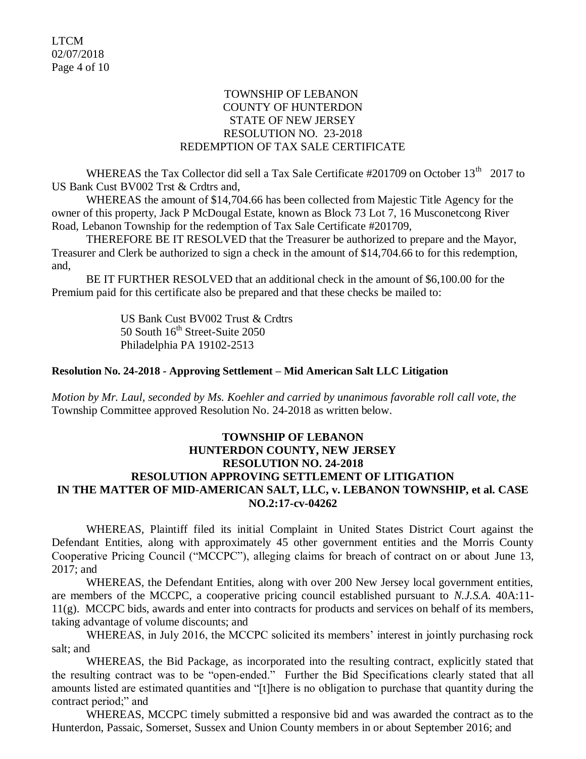TOWNSHIP OF LEBANON
COUNTY OF HUNTERDON
STATE OF NEW JERSEY
RESOLUTION NO. 23-2018
REDEMPTION OF TAX SALE CERTIFICATE

WHEREAS the Tax Collector did sell a Tax Sale Certificate #201709 on October 13th 2017 to US Bank Cust BV002 Trst & Crdtrs and,

WHEREAS the amount of $14,704.66 has been collected from Majestic Title Agency for the owner of this property, Jack P McDougal Estate, known as Block 73 Lot 7, 16 Musconetcong River Road, Lebanon Township for the redemption of Tax Sale Certificate #201709,

THEREFORE BE IT RESOLVED that the Treasurer be authorized to prepare and the Mayor, Treasurer and Clerk be authorized to sign a check in the amount of $14,704.66 to for this redemption, and,

BE IT FURTHER RESOLVED that an additional check in the amount of $6,100.00 for the Premium paid for this certificate also be prepared and that these checks be mailed to:

US Bank Cust BV002 Trust & Crdtrs
50 South 16th Street-Suite 2050
Philadelphia PA 19102-2513

**Resolution No. 24-2018 - Approving Settlement – Mid American Salt LLC Litigation**

*Motion by Mr. Laul, seconded by Ms. Koehler and carried by unanimous favorable roll call vote, the* Township Committee approved Resolution No. 24-2018 as written below.

**TOWNSHIP OF LEBANON**
**HUNTERDON COUNTY, NEW JERSEY**
**RESOLUTION NO. 24-2018**
**RESOLUTION APPROVING SETTLEMENT OF LITIGATION IN THE MATTER OF MID-AMERICAN SALT, LLC, v. LEBANON TOWNSHIP, et al. CASE NO.2:17-cv-04262**

WHEREAS, Plaintiff filed its initial Complaint in United States District Court against the Defendant Entities, along with approximately 45 other government entities and the Morris County Cooperative Pricing Council ("MCCPC"), alleging claims for breach of contract on or about June 13, 2017; and

WHEREAS, the Defendant Entities, along with over 200 New Jersey local government entities, are members of the MCCPC, a cooperative pricing council established pursuant to *N.J.S.A.* 40A:11-11(g). MCCPC bids, awards and enter into contracts for products and services on behalf of its members, taking advantage of volume discounts; and

WHEREAS, in July 2016, the MCCPC solicited its members' interest in jointly purchasing rock salt; and

WHEREAS, the Bid Package, as incorporated into the resulting contract, explicitly stated that the resulting contract was to be "open-ended." Further the Bid Specifications clearly stated that all amounts listed are estimated quantities and "[t]here is no obligation to purchase that quantity during the contract period;" and

WHEREAS, MCCPC timely submitted a responsive bid and was awarded the contract as to the Hunterdon, Passaic, Somerset, Sussex and Union County members in or about September 2016; and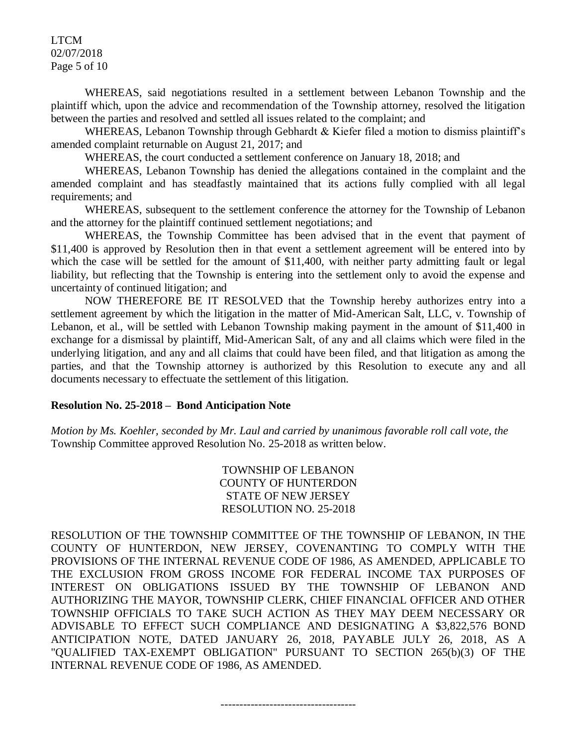WHEREAS, said negotiations resulted in a settlement between Lebanon Township and the plaintiff which, upon the advice and recommendation of the Township attorney, resolved the litigation between the parties and resolved and settled all issues related to the complaint; and

WHEREAS, Lebanon Township through Gebhardt & Kiefer filed a motion to dismiss plaintiff's amended complaint returnable on August 21, 2017; and

WHEREAS, the court conducted a settlement conference on January 18, 2018; and

WHEREAS, Lebanon Township has denied the allegations contained in the complaint and the amended complaint and has steadfastly maintained that its actions fully complied with all legal requirements; and

WHEREAS, subsequent to the settlement conference the attorney for the Township of Lebanon and the attorney for the plaintiff continued settlement negotiations; and

WHEREAS, the Township Committee has been advised that in the event that payment of $11,400 is approved by Resolution then in that event a settlement agreement will be entered into by which the case will be settled for the amount of $11,400, with neither party admitting fault or legal liability, but reflecting that the Township is entering into the settlement only to avoid the expense and uncertainty of continued litigation; and

NOW THEREFORE BE IT RESOLVED that the Township hereby authorizes entry into a settlement agreement by which the litigation in the matter of Mid-American Salt, LLC, v. Township of Lebanon, et al., will be settled with Lebanon Township making payment in the amount of $11,400 in exchange for a dismissal by plaintiff, Mid-American Salt, of any and all claims which were filed in the underlying litigation, and any and all claims that could have been filed, and that litigation as among the parties, and that the Township attorney is authorized by this Resolution to execute any and all documents necessary to effectuate the settlement of this litigation.

**Resolution No. 25-2018 – Bond Anticipation Note**

*Motion by Ms. Koehler, seconded by Mr. Laul and carried by unanimous favorable roll call vote, the* Township Committee approved Resolution No. 25-2018 as written below.

TOWNSHIP OF LEBANON
COUNTY OF HUNTERDON
STATE OF NEW JERSEY
RESOLUTION NO. 25-2018

RESOLUTION OF THE TOWNSHIP COMMITTEE OF THE TOWNSHIP OF LEBANON, IN THE COUNTY OF HUNTERDON, NEW JERSEY, COVENANTING TO COMPLY WITH THE PROVISIONS OF THE INTERNAL REVENUE CODE OF 1986, AS AMENDED, APPLICABLE TO THE EXCLUSION FROM GROSS INCOME FOR FEDERAL INCOME TAX PURPOSES OF INTEREST ON OBLIGATIONS ISSUED BY THE TOWNSHIP OF LEBANON AND AUTHORIZING THE MAYOR, TOWNSHIP CLERK, CHIEF FINANCIAL OFFICER AND OTHER TOWNSHIP OFFICIALS TO TAKE SUCH ACTION AS THEY MAY DEEM NECESSARY OR ADVISABLE TO EFFECT SUCH COMPLIANCE AND DESIGNATING A $3,822,576 BOND ANTICIPATION NOTE, DATED JANUARY 26, 2018, PAYABLE JULY 26, 2018, AS A "QUALIFIED TAX-EXEMPT OBLIGATION" PURSUANT TO SECTION 265(b)(3) OF THE INTERNAL REVENUE CODE OF 1986, AS AMENDED.

-----------------------------------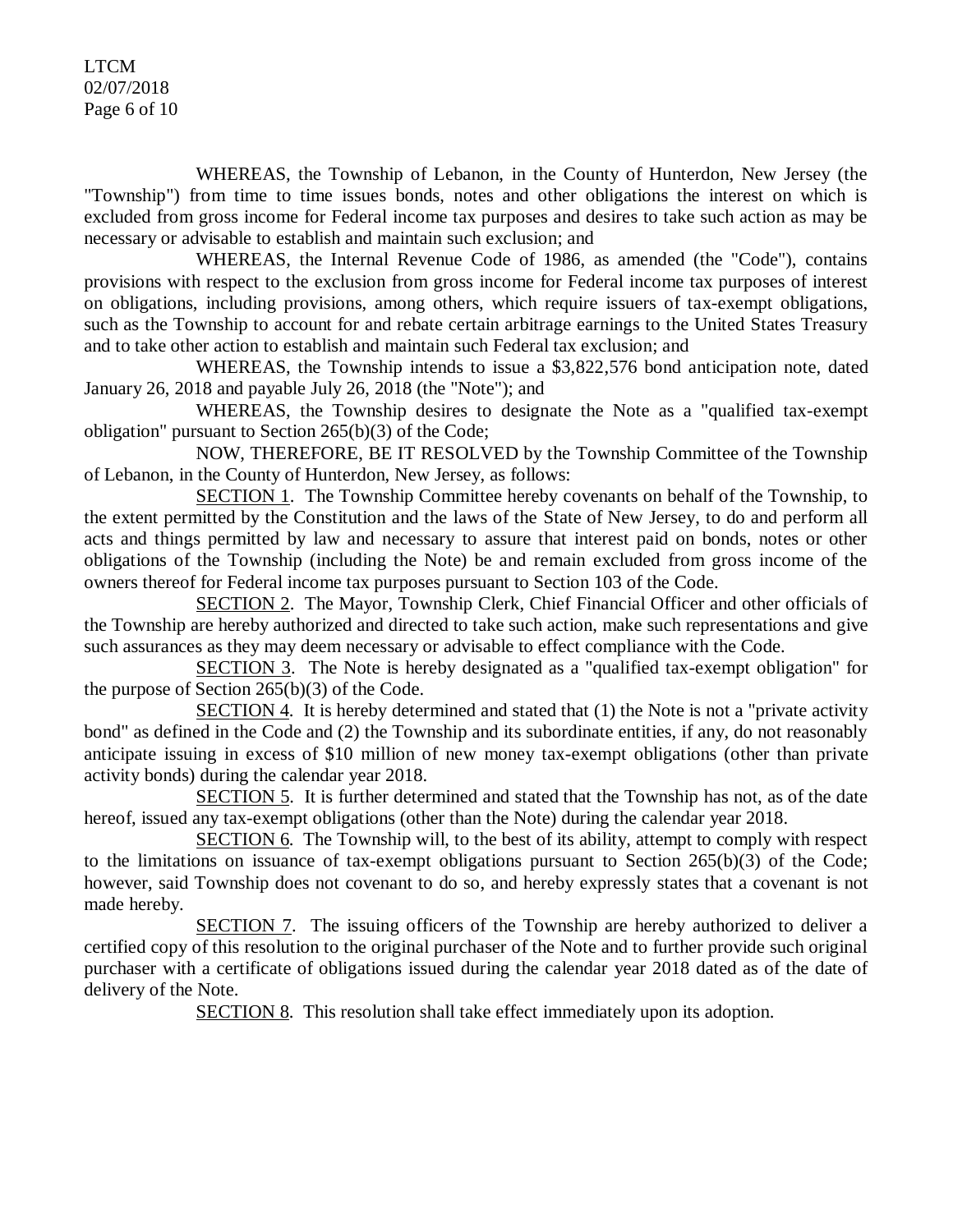WHEREAS, the Township of Lebanon, in the County of Hunterdon, New Jersey (the "Township") from time to time issues bonds, notes and other obligations the interest on which is excluded from gross income for Federal income tax purposes and desires to take such action as may be necessary or advisable to establish and maintain such exclusion; and

WHEREAS, the Internal Revenue Code of 1986, as amended (the "Code"), contains provisions with respect to the exclusion from gross income for Federal income tax purposes of interest on obligations, including provisions, among others, which require issuers of tax-exempt obligations, such as the Township to account for and rebate certain arbitrage earnings to the United States Treasury and to take other action to establish and maintain such Federal tax exclusion; and

WHEREAS, the Township intends to issue a $3,822,576 bond anticipation note, dated January 26, 2018 and payable July 26, 2018 (the "Note"); and

WHEREAS, the Township desires to designate the Note as a "qualified tax-exempt obligation" pursuant to Section 265(b)(3) of the Code;

NOW, THEREFORE, BE IT RESOLVED by the Township Committee of the Township of Lebanon, in the County of Hunterdon, New Jersey, as follows:

<u>SECTION 1</u>. The Township Committee hereby covenants on behalf of the Township, to the extent permitted by the Constitution and the laws of the State of New Jersey, to do and perform all acts and things permitted by law and necessary to assure that interest paid on bonds, notes or other obligations of the Township (including the Note) be and remain excluded from gross income of the owners thereof for Federal income tax purposes pursuant to Section 103 of the Code.

<u>SECTION 2</u>. The Mayor, Township Clerk, Chief Financial Officer and other officials of the Township are hereby authorized and directed to take such action, make such representations and give such assurances as they may deem necessary or advisable to effect compliance with the Code.

<u>SECTION 3</u>. The Note is hereby designated as a "qualified tax-exempt obligation" for the purpose of Section 265(b)(3) of the Code.

<u>SECTION 4</u>. It is hereby determined and stated that (1) the Note is not a "private activity bond" as defined in the Code and (2) the Township and its subordinate entities, if any, do not reasonably anticipate issuing in excess of $10 million of new money tax-exempt obligations (other than private activity bonds) during the calendar year 2018.

<u>SECTION 5</u>. It is further determined and stated that the Township has not, as of the date hereof, issued any tax-exempt obligations (other than the Note) during the calendar year 2018.

<u>SECTION 6</u>. The Township will, to the best of its ability, attempt to comply with respect to the limitations on issuance of tax-exempt obligations pursuant to Section 265(b)(3) of the Code; however, said Township does not covenant to do so, and hereby expressly states that a covenant is not made hereby.

<u>SECTION 7</u>. The issuing officers of the Township are hereby authorized to deliver a certified copy of this resolution to the original purchaser of the Note and to further provide such original purchaser with a certificate of obligations issued during the calendar year 2018 dated as of the date of delivery of the Note.

<u>SECTION 8</u>. This resolution shall take effect immediately upon its adoption.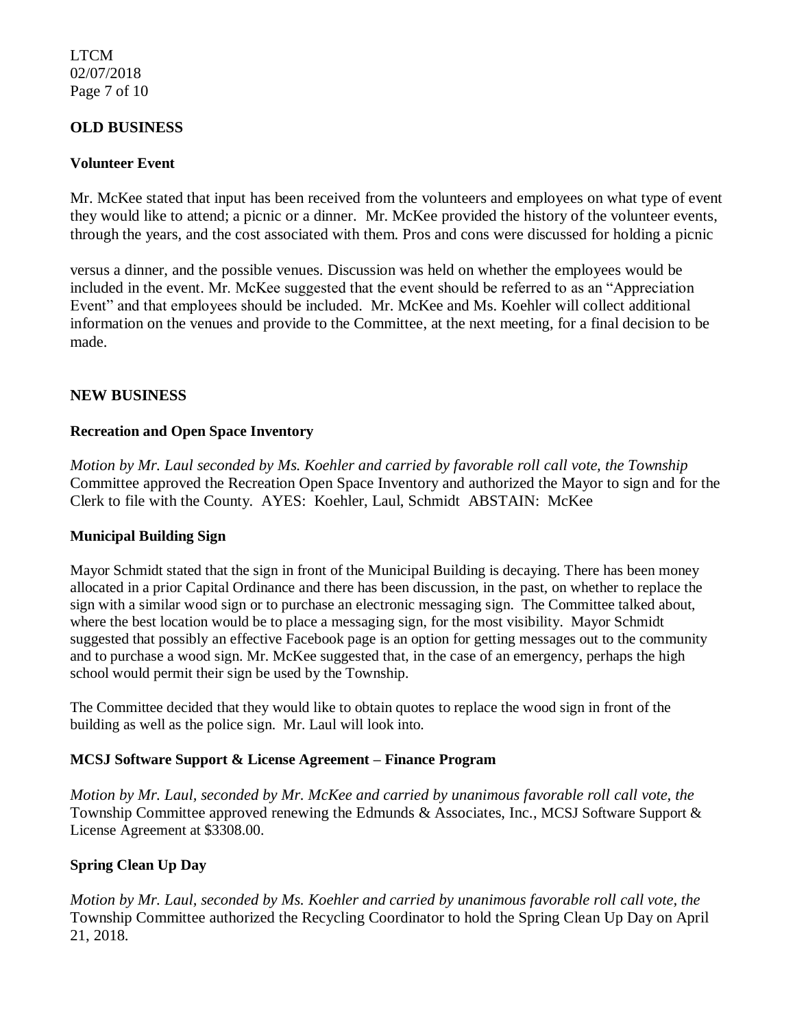## OLD BUSINESS

### Volunteer Event

Mr. McKee stated that input has been received from the volunteers and employees on what type of event they would like to attend; a picnic or a dinner. Mr. McKee provided the history of the volunteer events, through the years, and the cost associated with them. Pros and cons were discussed for holding a picnic versus a dinner, and the possible venues. Discussion was held on whether the employees would be included in the event. Mr. McKee suggested that the event should be referred to as an "Appreciation Event" and that employees should be included. Mr. McKee and Ms. Koehler will collect additional information on the venues and provide to the Committee, at the next meeting, for a final decision to be made.

## NEW BUSINESS

### Recreation and Open Space Inventory

*Motion by Mr. Laul seconded by Ms. Koehler and carried by favorable roll call vote, the Township* Committee approved the Recreation Open Space Inventory and authorized the Mayor to sign and for the Clerk to file with the County. AYES: Koehler, Laul, Schmidt ABSTAIN: McKee

### Municipal Building Sign

Mayor Schmidt stated that the sign in front of the Municipal Building is decaying. There has been money allocated in a prior Capital Ordinance and there has been discussion, in the past, on whether to replace the sign with a similar wood sign or to purchase an electronic messaging sign. The Committee talked about, where the best location would be to place a messaging sign, for the most visibility. Mayor Schmidt suggested that possibly an effective Facebook page is an option for getting messages out to the community and to purchase a wood sign. Mr. McKee suggested that, in the case of an emergency, perhaps the high school would permit their sign be used by the Township.

The Committee decided that they would like to obtain quotes to replace the wood sign in front of the building as well as the police sign. Mr. Laul will look into.

### MCSJ Software Support & License Agreement – Finance Program

*Motion by Mr. Laul, seconded by Mr. McKee and carried by unanimous favorable roll call vote, the* Township Committee approved renewing the Edmunds & Associates, Inc., MCSJ Software Support & License Agreement at $3308.00.

### Spring Clean Up Day

*Motion by Mr. Laul, seconded by Ms. Koehler and carried by unanimous favorable roll call vote, the* Township Committee authorized the Recycling Coordinator to hold the Spring Clean Up Day on April 21, 2018.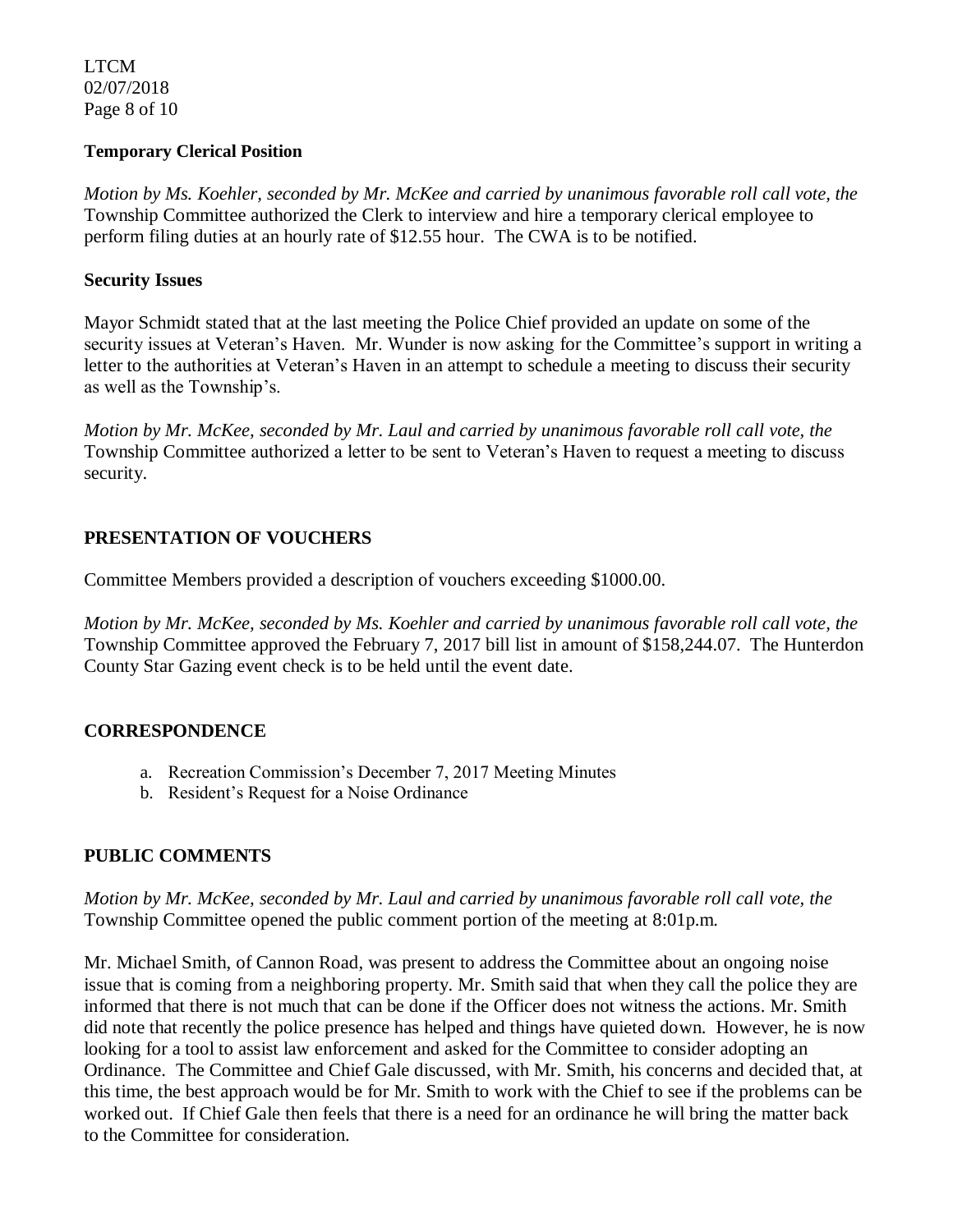**Temporary Clerical Position**

*Motion by Ms. Koehler, seconded by Mr. McKee and carried by unanimous favorable roll call vote, the* Township Committee authorized the Clerk to interview and hire a temporary clerical employee to perform filing duties at an hourly rate of $12.55 hour. The CWA is to be notified.

**Security Issues**

Mayor Schmidt stated that at the last meeting the Police Chief provided an update on some of the security issues at Veteran's Haven. Mr. Wunder is now asking for the Committee's support in writing a letter to the authorities at Veteran's Haven in an attempt to schedule a meeting to discuss their security as well as the Township's.

*Motion by Mr. McKee, seconded by Mr. Laul and carried by unanimous favorable roll call vote, the* Township Committee authorized a letter to be sent to Veteran's Haven to request a meeting to discuss security.

## PRESENTATION OF VOUCHERS

Committee Members provided a description of vouchers exceeding $1000.00.

*Motion by Mr. McKee, seconded by Ms. Koehler and carried by unanimous favorable roll call vote, the* Township Committee approved the February 7, 2017 bill list in amount of $158,244.07. The Hunterdon County Star Gazing event check is to be held until the event date.

## CORRESPONDENCE

a. Recreation Commission's December 7, 2017 Meeting Minutes
b. Resident's Request for a Noise Ordinance

## PUBLIC COMMENTS

*Motion by Mr. McKee, seconded by Mr. Laul and carried by unanimous favorable roll call vote, the* Township Committee opened the public comment portion of the meeting at 8:01p.m.

Mr. Michael Smith, of Cannon Road, was present to address the Committee about an ongoing noise issue that is coming from a neighboring property. Mr. Smith said that when they call the police they are informed that there is not much that can be done if the Officer does not witness the actions. Mr. Smith did note that recently the police presence has helped and things have quieted down. However, he is now looking for a tool to assist law enforcement and asked for the Committee to consider adopting an Ordinance. The Committee and Chief Gale discussed, with Mr. Smith, his concerns and decided that, at this time, the best approach would be for Mr. Smith to work with the Chief to see if the problems can be worked out. If Chief Gale then feels that there is a need for an ordinance he will bring the matter back to the Committee for consideration.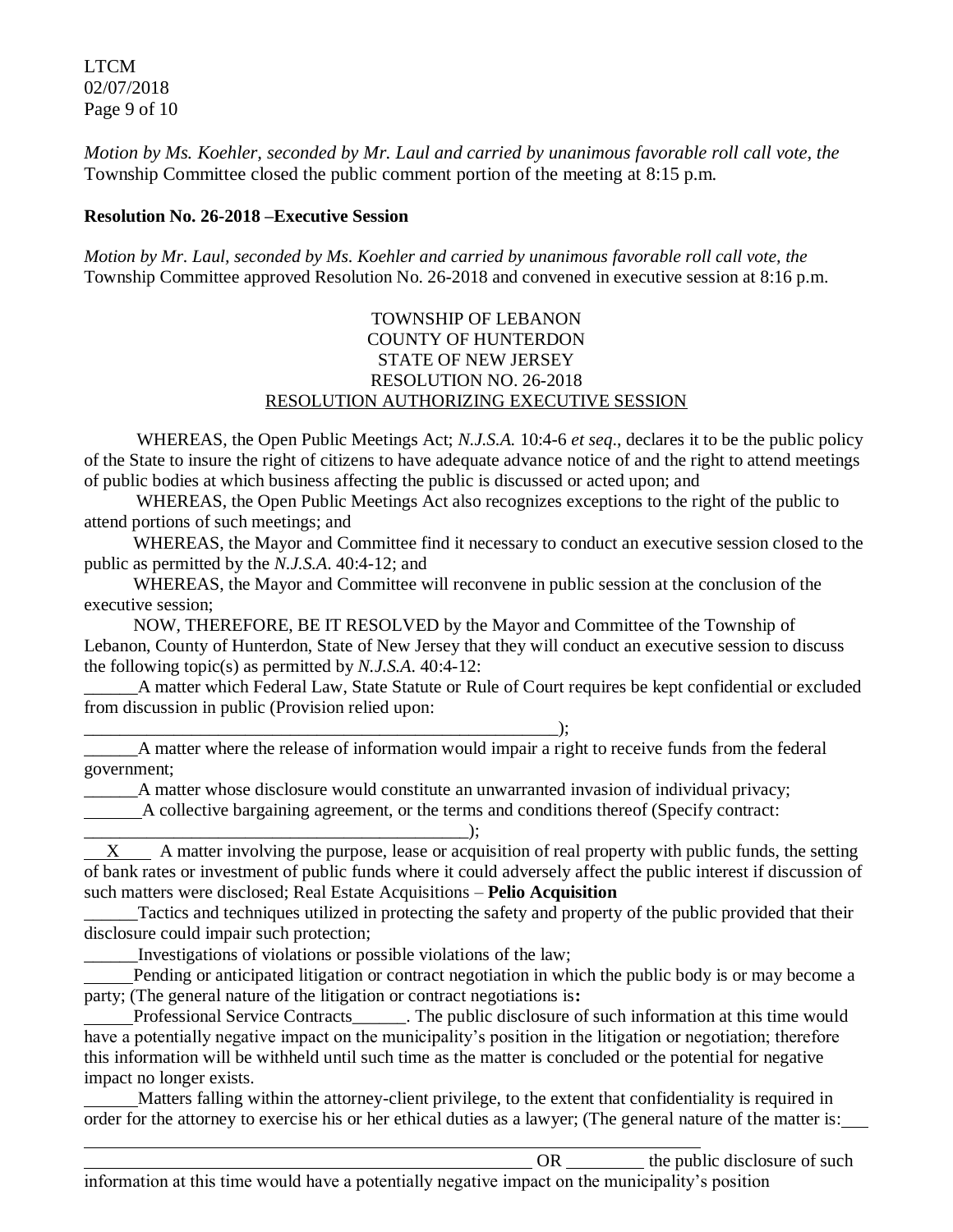*Motion by Ms. Koehler, seconded by Mr. Laul and carried by unanimous favorable roll call vote, the* Township Committee closed the public comment portion of the meeting at 8:15 p.m.

**Resolution No. 26-2018 –Executive Session**

*Motion by Mr. Laul, seconded by Ms. Koehler and carried by unanimous favorable roll call vote, the* Township Committee approved Resolution No. 26-2018 and convened in executive session at 8:16 p.m.

TOWNSHIP OF LEBANON
COUNTY OF HUNTERDON
STATE OF NEW JERSEY
RESOLUTION NO. 26-2018
RESOLUTION AUTHORIZING EXECUTIVE SESSION

WHEREAS, the Open Public Meetings Act; *N.J.S.A.* 10:4-6 *et seq*., declares it to be the public policy of the State to insure the right of citizens to have adequate advance notice of and the right to attend meetings of public bodies at which business affecting the public is discussed or acted upon; and

WHEREAS, the Open Public Meetings Act also recognizes exceptions to the right of the public to attend portions of such meetings; and

WHEREAS, the Mayor and Committee find it necessary to conduct an executive session closed to the public as permitted by the *N.J.S.A*. 40:4-12; and

WHEREAS, the Mayor and Committee will reconvene in public session at the conclusion of the executive session;

NOW, THEREFORE, BE IT RESOLVED by the Mayor and Committee of the Township of Lebanon, County of Hunterdon, State of New Jersey that they will conduct an executive session to discuss the following topic(s) as permitted by *N.J.S.A*. 40:4-12:

______A matter which Federal Law, State Statute or Rule of Court requires be kept confidential or excluded from discussion in public (Provision relied upon: _______________________________________________________);

______A matter where the release of information would impair a right to receive funds from the federal government;

______A matter whose disclosure would constitute an unwarranted invasion of individual privacy;

______A collective bargaining agreement, or the terms and conditions thereof (Specify contract: _____________________________________________);

__X__ A matter involving the purpose, lease or acquisition of real property with public funds, the setting of bank rates or investment of public funds where it could adversely affect the public interest if discussion of such matters were disclosed; Real Estate Acquisitions – **Pelio Acquisition**

______Tactics and techniques utilized in protecting the safety and property of the public provided that their disclosure could impair such protection;

______Investigations of violations or possible violations of the law;

______Pending or anticipated litigation or contract negotiation in which the public body is or may become a party; (The general nature of the litigation or contract negotiations is**:**

______Professional Service Contracts______. The public disclosure of such information at this time would have a potentially negative impact on the municipality's position in the litigation or negotiation; therefore this information will be withheld until such time as the matter is concluded or the potential for negative impact no longer exists.

______Matters falling within the attorney-client privilege, to the extent that confidentiality is required in order for the attorney to exercise his or her ethical duties as a lawyer; (The general nature of the matter is:___ ______________________________________________________________________________ ______________________________________________________ OR ________ the public disclosure of such information at this time would have a potentially negative impact on the municipality's position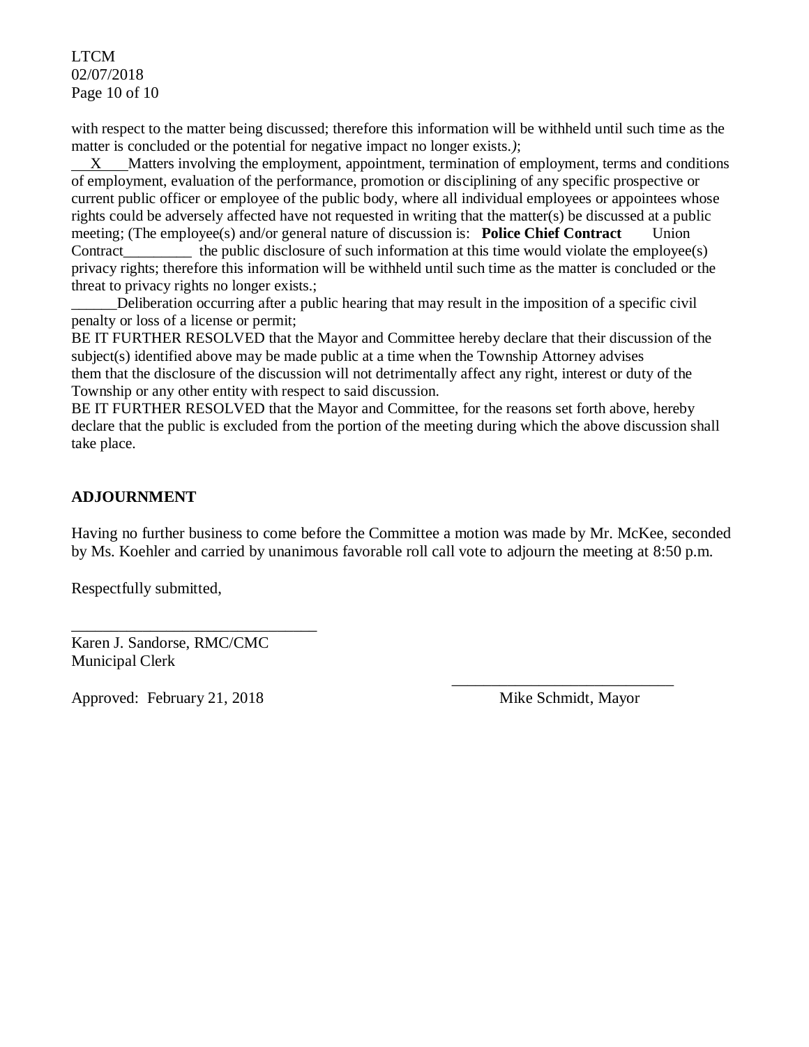with respect to the matter being discussed; therefore this information will be withheld until such time as the matter is concluded or the potential for negative impact no longer exists.*)*;

\_\_X\_\_\_Matters involving the employment, appointment, termination of employment, terms and conditions of employment, evaluation of the performance, promotion or disciplining of any specific prospective or current public officer or employee of the public body, where all individual employees or appointees whose rights could be adversely affected have not requested in writing that the matter(s) be discussed at a public meeting; (The employee(s) and/or general nature of discussion is: **Police Chief Contract** Union Contract\_\_\_\_\_\_\_\_\_ the public disclosure of such information at this time would violate the employee(s) privacy rights; therefore this information will be withheld until such time as the matter is concluded or the threat to privacy rights no longer exists.;

\_\_\_\_\_\_Deliberation occurring after a public hearing that may result in the imposition of a specific civil penalty or loss of a license or permit;

BE IT FURTHER RESOLVED that the Mayor and Committee hereby declare that their discussion of the subject(s) identified above may be made public at a time when the Township Attorney advises them that the disclosure of the discussion will not detrimentally affect any right, interest or duty of the Township or any other entity with respect to said discussion.

BE IT FURTHER RESOLVED that the Mayor and Committee, for the reasons set forth above, hereby declare that the public is excluded from the portion of the meeting during which the above discussion shall take place.

**ADJOURNMENT**

Having no further business to come before the Committee a motion was made by Mr. McKee, seconded by Ms. Koehler and carried by unanimous favorable roll call vote to adjourn the meeting at 8:50 p.m.

Respectfully submitted,

\_\_\_\_\_\_\_\_\_\_\_\_\_\_\_\_\_\_\_\_\_\_\_\_\_\_\_\_\_\_\_

Karen J. Sandorse, RMC/CMC
Municipal Clerk

\_\_\_\_\_\_\_\_\_\_\_\_\_\_\_\_\_\_\_\_\_\_\_\_\_\_\_\_

Approved: February 21, 2018

Mike Schmidt, Mayor